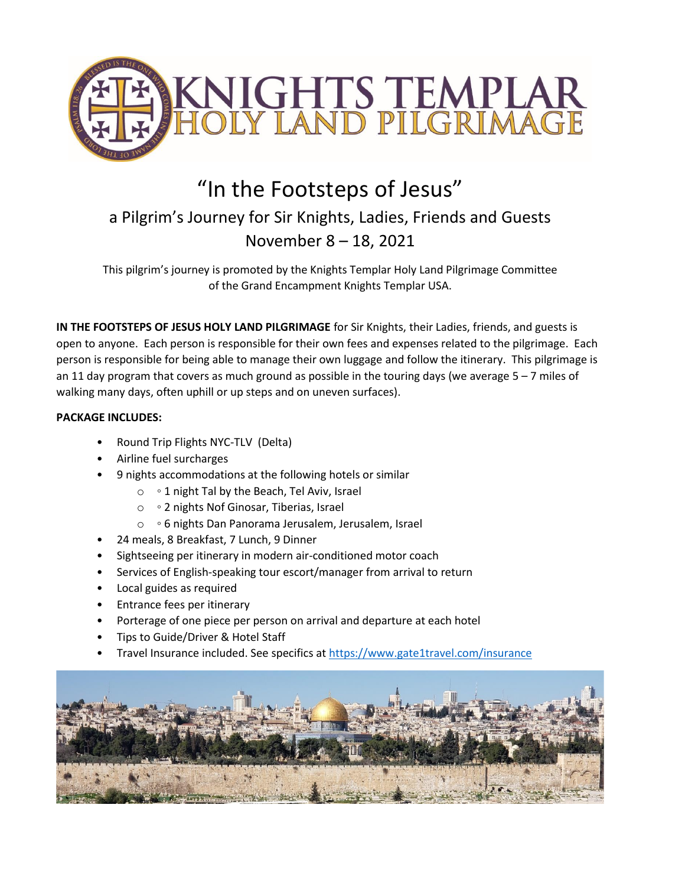# KNIGHTS TEMPLAR HOLY LAND PILGRIMAGE

# "In the Footsteps of Jesus"

## a Pilgrim's Journey for Sir Knights, Ladies, Friends and Guests

## November 8 – 18, 2021

This pilgrim's journey is promoted by the Knights Templar Holy Land Pilgrimage Committee of the Grand Encampment Knights Templar USA.

**IN THE FOOTSTEPS OF JESUS HOLY LAND PILGRIMAGE** for Sir Knights, their Ladies, friends, and guests is open to anyone. Each person is responsible for their own fees and expenses related to the pilgrimage. Each person is responsible for being able to manage their own luggage and follow the itinerary. This pilgrimage is an 11 day program that covers as much ground as possible in the touring days (we average 5 – 7 miles of walking many days, often uphill or up steps and on uneven surfaces).

**PACKAGE INCLUDES:**

- Round Trip Flights NYC-TLV (Delta)
- Airline fuel surcharges
- 9 nights accommodations at the following hotels or similar
  - ◦ 1 night Tal by the Beach, Tel Aviv, Israel
  - ◦ 2 nights Nof Ginosar, Tiberias, Israel
  - ◦ 6 nights Dan Panorama Jerusalem, Jerusalem, Israel
- 24 meals, 8 Breakfast, 7 Lunch, 9 Dinner
- Sightseeing per itinerary in modern air-conditioned motor coach
- Services of English-speaking tour escort/manager from arrival to return
- Local guides as required
- Entrance fees per itinerary
- Porterage of one piece per person on arrival and departure at each hotel
- Tips to Guide/Driver & Hotel Staff
- Travel Insurance included. See specifics at https://www.gate1travel.com/insurance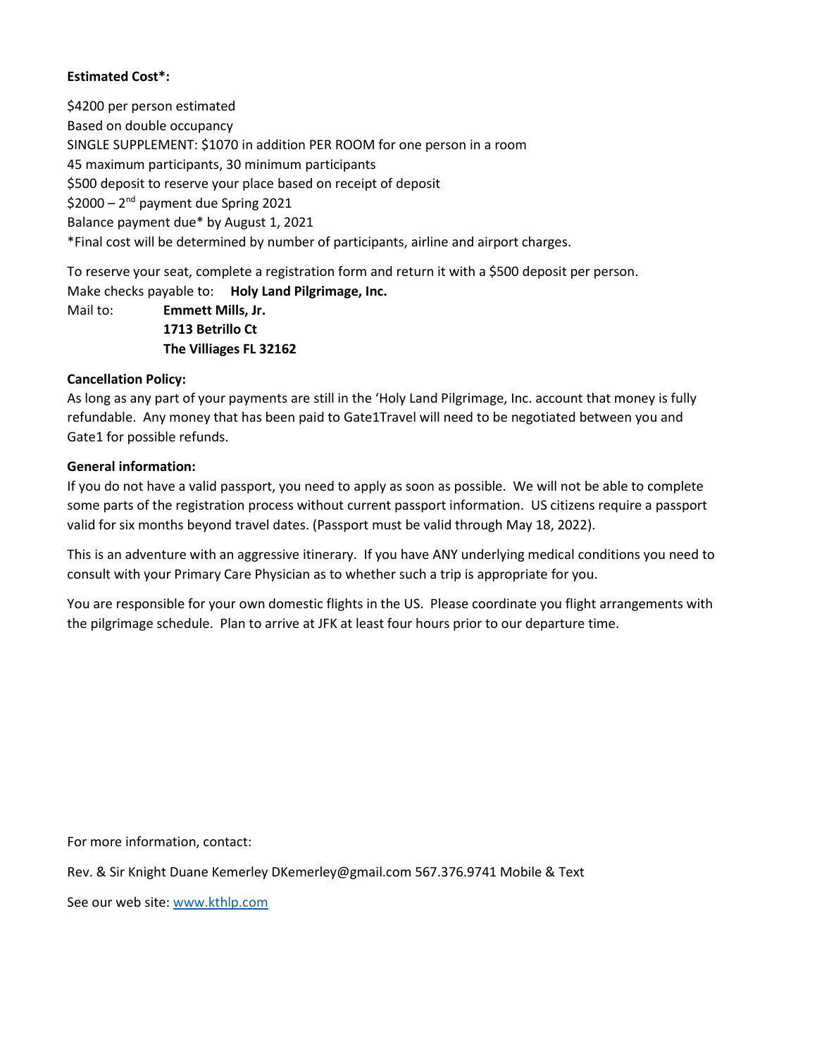**Estimated Cost*:**

$4200 per person estimated
Based on double occupancy
SINGLE SUPPLEMENT: $1070 in addition PER ROOM for one person in a room
45 maximum participants, 30 minimum participants
$500 deposit to reserve your place based on receipt of deposit
$2000 – 2nd payment due Spring 2021
Balance payment due* by August 1, 2021
*Final cost will be determined by number of participants, airline and airport charges.

To reserve your seat, complete a registration form and return it with a $500 deposit per person.
Make checks payable to: **Holy Land Pilgrimage, Inc.**
Mail to: **Emmett Mills, Jr.**
**1713 Betrillo Ct**
**The Villiages FL 32162**

**Cancellation Policy:**
As long as any part of your payments are still in the 'Holy Land Pilgrimage, Inc. account that money is fully refundable. Any money that has been paid to Gate1Travel will need to be negotiated between you and Gate1 for possible refunds.

**General information:**
If you do not have a valid passport, you need to apply as soon as possible. We will not be able to complete some parts of the registration process without current passport information. US citizens require a passport valid for six months beyond travel dates. (Passport must be valid through May 18, 2022).

This is an adventure with an aggressive itinerary. If you have ANY underlying medical conditions you need to consult with your Primary Care Physician as to whether such a trip is appropriate for you.

You are responsible for your own domestic flights in the US. Please coordinate you flight arrangements with the pilgrimage schedule. Plan to arrive at JFK at least four hours prior to our departure time.

For more information, contact:

Rev. & Sir Knight Duane Kemerley DKemerley@gmail.com 567.376.9741 Mobile & Text

See our web site: www.kthlp.com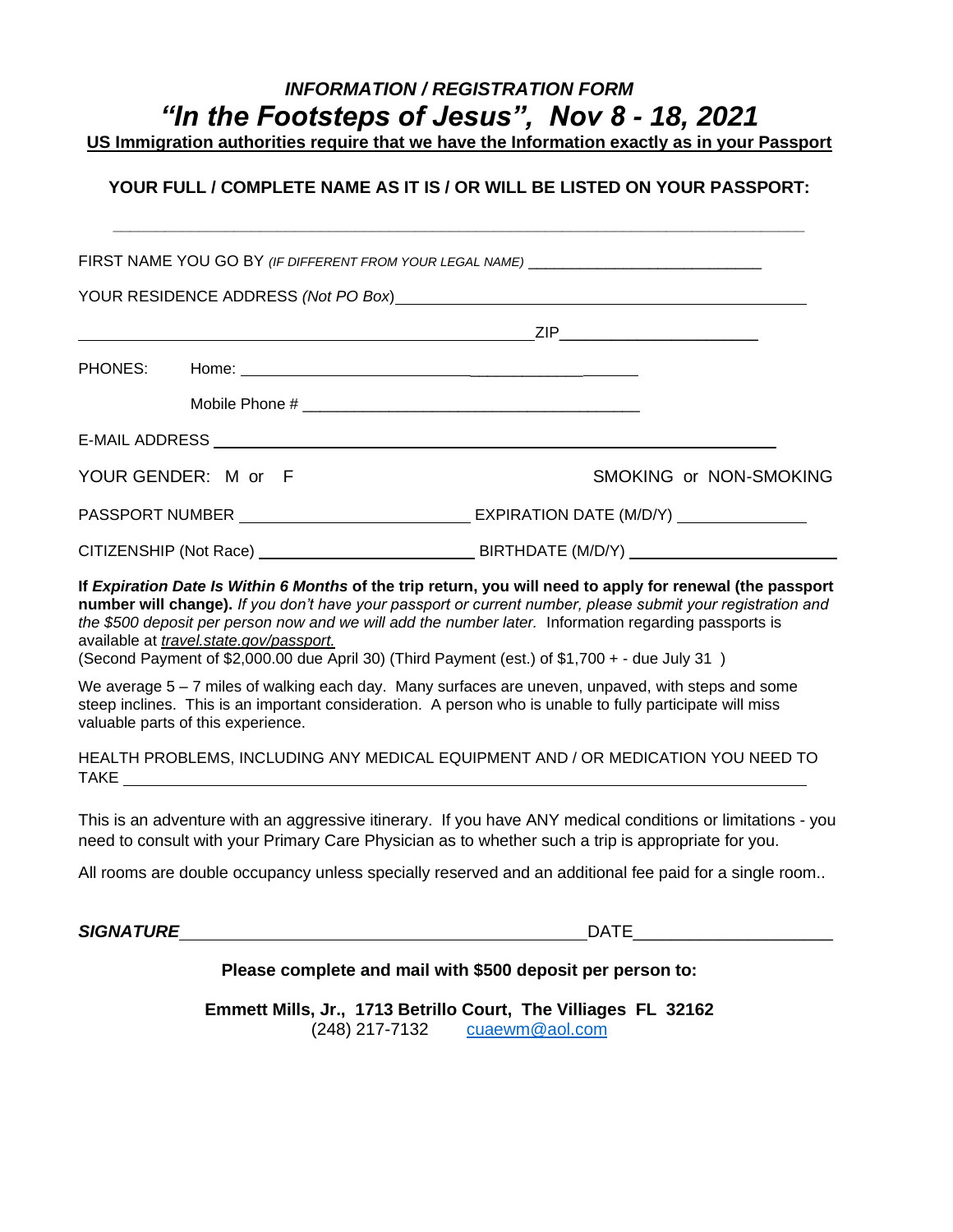***INFORMATION / REGISTRATION FORM***

# *"In the Footsteps of Jesus", Nov 8 - 18, 2021*

**US Immigration authorities require that we have the Information exactly as in your Passport**

**YOUR FULL / COMPLETE NAME AS IT IS / OR WILL BE LISTED ON YOUR PASSPORT:**

_______________________________________________________________________________

FIRST NAME YOU GO BY *(IF DIFFERENT FROM YOUR LEGAL NAME)* ___________________________

YOUR RESIDENCE ADDRESS *(Not PO Box)* ____________________________________________

_______________________________________________ ZIP ______________________

PHONES: Home: ____________________________________________

Mobile Phone # ______________________________________

E-MAIL ADDRESS ______________________________________________________________

YOUR GENDER: M or F SMOKING or NON-SMOKING

PASSPORT NUMBER __________________________ EXPIRATION DATE (M/D/Y) _______________

CITIZENSHIP (Not Race) __________________________ BIRTHDATE (M/D/Y) ________________________

**If *Expiration Date Is Within 6 Months* of the trip return, you will need to apply for renewal (the passport number will change).** *If you don't have your passport or current number, please submit your registration and the $500 deposit per person now and we will add the number later.* Information regarding passports is available at *travel.state.gov/passport.*
(Second Payment of $2,000.00 due April 30) (Third Payment (est.) of $1,700 + - due July 31 )

We average 5 – 7 miles of walking each day. Many surfaces are uneven, unpaved, with steps and some steep inclines. This is an important consideration. A person who is unable to fully participate will miss valuable parts of this experience.

HEALTH PROBLEMS, INCLUDING ANY MEDICAL EQUIPMENT AND / OR MEDICATION YOU NEED TO TAKE ______________________________________________________________________________

This is an adventure with an aggressive itinerary. If you have ANY medical conditions or limitations - you need to consult with your Primary Care Physician as to whether such a trip is appropriate for you.

All rooms are double occupancy unless specially reserved and an additional fee paid for a single room..

***SIGNATURE*** ____________________________________________ DATE ____________________

**Please complete and mail with $500 deposit per person to:**

**Emmett Mills, Jr., 1713 Betrillo Court, The Villiages FL 32162**
(248) 217-7132 cuaewm@aol.com